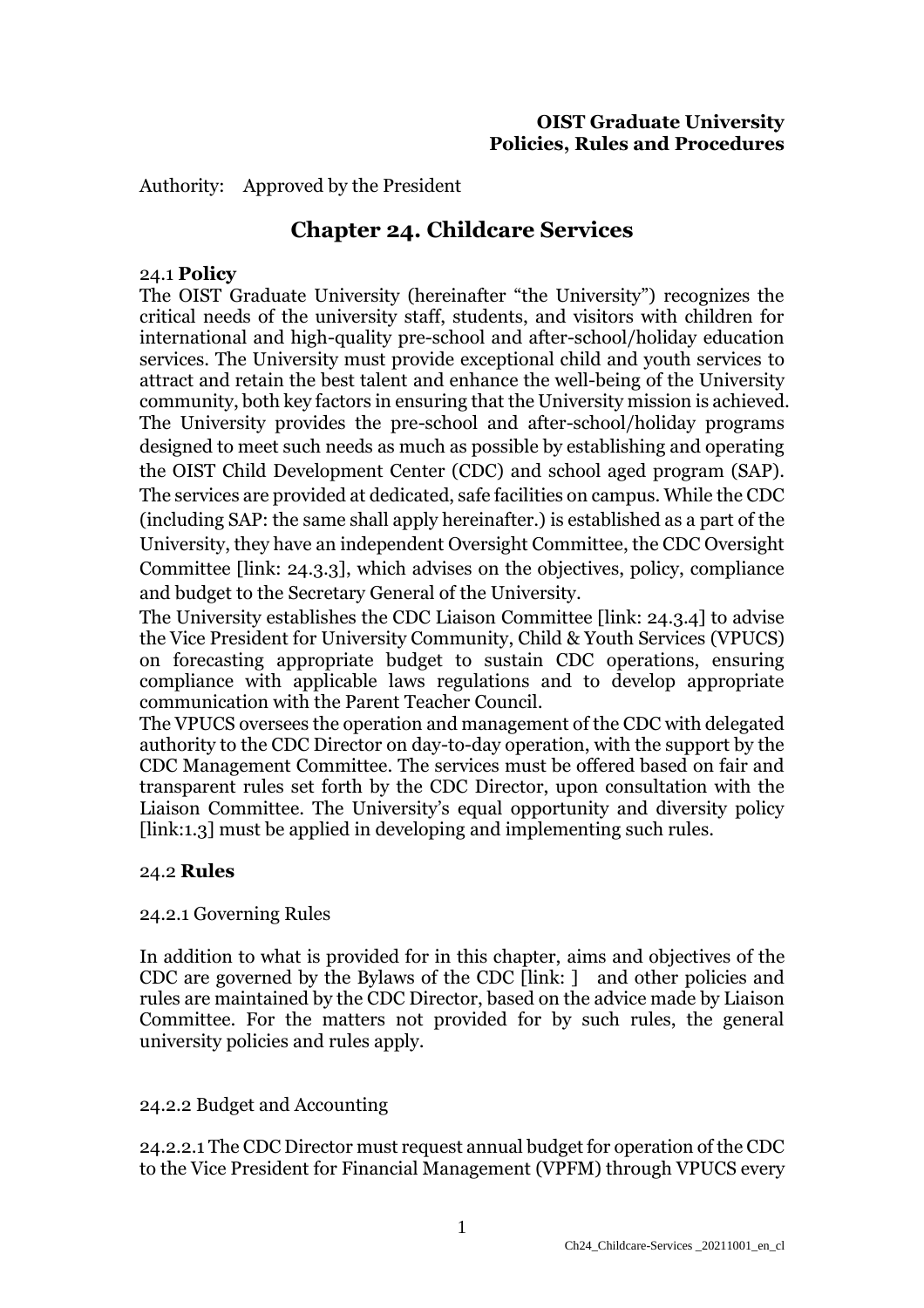**OIST Graduate University**
**Policies, Rules and Procedures**

Authority: Approved by the President

# Chapter 24. Childcare Services

## 24.1 **Policy**

The OIST Graduate University (hereinafter "the University") recognizes the critical needs of the university staff, students, and visitors with children for international and high-quality pre-school and after-school/holiday education services. The University must provide exceptional child and youth services to attract and retain the best talent and enhance the well-being of the University community, both key factors in ensuring that the University mission is achieved. The University provides the pre-school and after-school/holiday programs designed to meet such needs as much as possible by establishing and operating the OIST Child Development Center (CDC) and school aged program (SAP). The services are provided at dedicated, safe facilities on campus. While the CDC (including SAP: the same shall apply hereinafter.) is established as a part of the University, they have an independent Oversight Committee, the CDC Oversight Committee [link: 24.3.3], which advises on the objectives, policy, compliance and budget to the Secretary General of the University.

The University establishes the CDC Liaison Committee [link: 24.3.4] to advise the Vice President for University Community, Child & Youth Services (VPUCS) on forecasting appropriate budget to sustain CDC operations, ensuring compliance with applicable laws regulations and to develop appropriate communication with the Parent Teacher Council.

The VPUCS oversees the operation and management of the CDC with delegated authority to the CDC Director on day-to-day operation, with the support by the CDC Management Committee. The services must be offered based on fair and transparent rules set forth by the CDC Director, upon consultation with the Liaison Committee. The University's equal opportunity and diversity policy [link:1.3] must be applied in developing and implementing such rules.

## 24.2 **Rules**

### 24.2.1 Governing Rules

In addition to what is provided for in this chapter, aims and objectives of the CDC are governed by the Bylaws of the CDC [link: ] and other policies and rules are maintained by the CDC Director, based on the advice made by Liaison Committee. For the matters not provided for by such rules, the general university policies and rules apply.

### 24.2.2 Budget and Accounting

24.2.2.1 The CDC Director must request annual budget for operation of the CDC to the Vice President for Financial Management (VPFM) through VPUCS every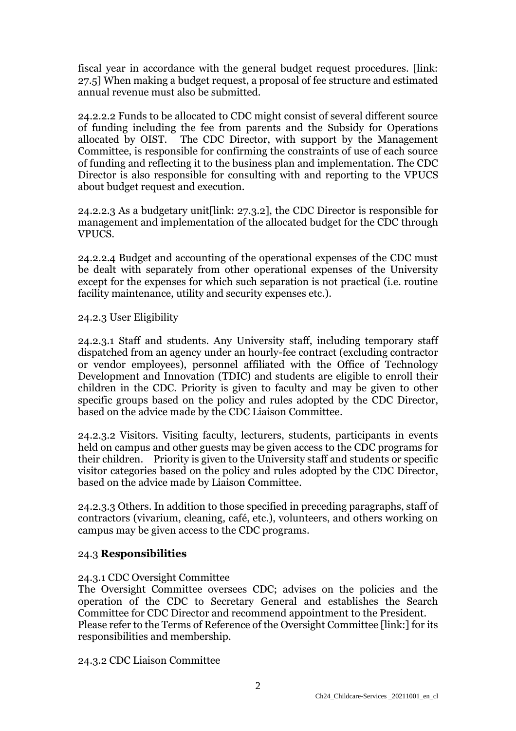fiscal year in accordance with the general budget request procedures. [link: 27.5] When making a budget request, a proposal of fee structure and estimated annual revenue must also be submitted.

24.2.2.2 Funds to be allocated to CDC might consist of several different source of funding including the fee from parents and the Subsidy for Operations allocated by OIST. The CDC Director, with support by the Management Committee, is responsible for confirming the constraints of use of each source of funding and reflecting it to the business plan and implementation. The CDC Director is also responsible for consulting with and reporting to the VPUCS about budget request and execution.

24.2.2.3 As a budgetary unit[link: 27.3.2], the CDC Director is responsible for management and implementation of the allocated budget for the CDC through VPUCS.

24.2.2.4 Budget and accounting of the operational expenses of the CDC must be dealt with separately from other operational expenses of the University except for the expenses for which such separation is not practical (i.e. routine facility maintenance, utility and security expenses etc.).

24.2.3 User Eligibility

24.2.3.1 Staff and students. Any University staff, including temporary staff dispatched from an agency under an hourly-fee contract (excluding contractor or vendor employees), personnel affiliated with the Office of Technology Development and Innovation (TDIC) and students are eligible to enroll their children in the CDC. Priority is given to faculty and may be given to other specific groups based on the policy and rules adopted by the CDC Director, based on the advice made by the CDC Liaison Committee.

24.2.3.2 Visitors. Visiting faculty, lecturers, students, participants in events held on campus and other guests may be given access to the CDC programs for their children. Priority is given to the University staff and students or specific visitor categories based on the policy and rules adopted by the CDC Director, based on the advice made by Liaison Committee.

24.2.3.3 Others. In addition to those specified in preceding paragraphs, staff of contractors (vivarium, cleaning, café, etc.), volunteers, and others working on campus may be given access to the CDC programs.

## 24.3 **Responsibilities**

24.3.1 CDC Oversight Committee

The Oversight Committee oversees CDC; advises on the policies and the operation of the CDC to Secretary General and establishes the Search Committee for CDC Director and recommend appointment to the President.

Please refer to the Terms of Reference of the Oversight Committee [link:] for its responsibilities and membership.

24.3.2 CDC Liaison Committee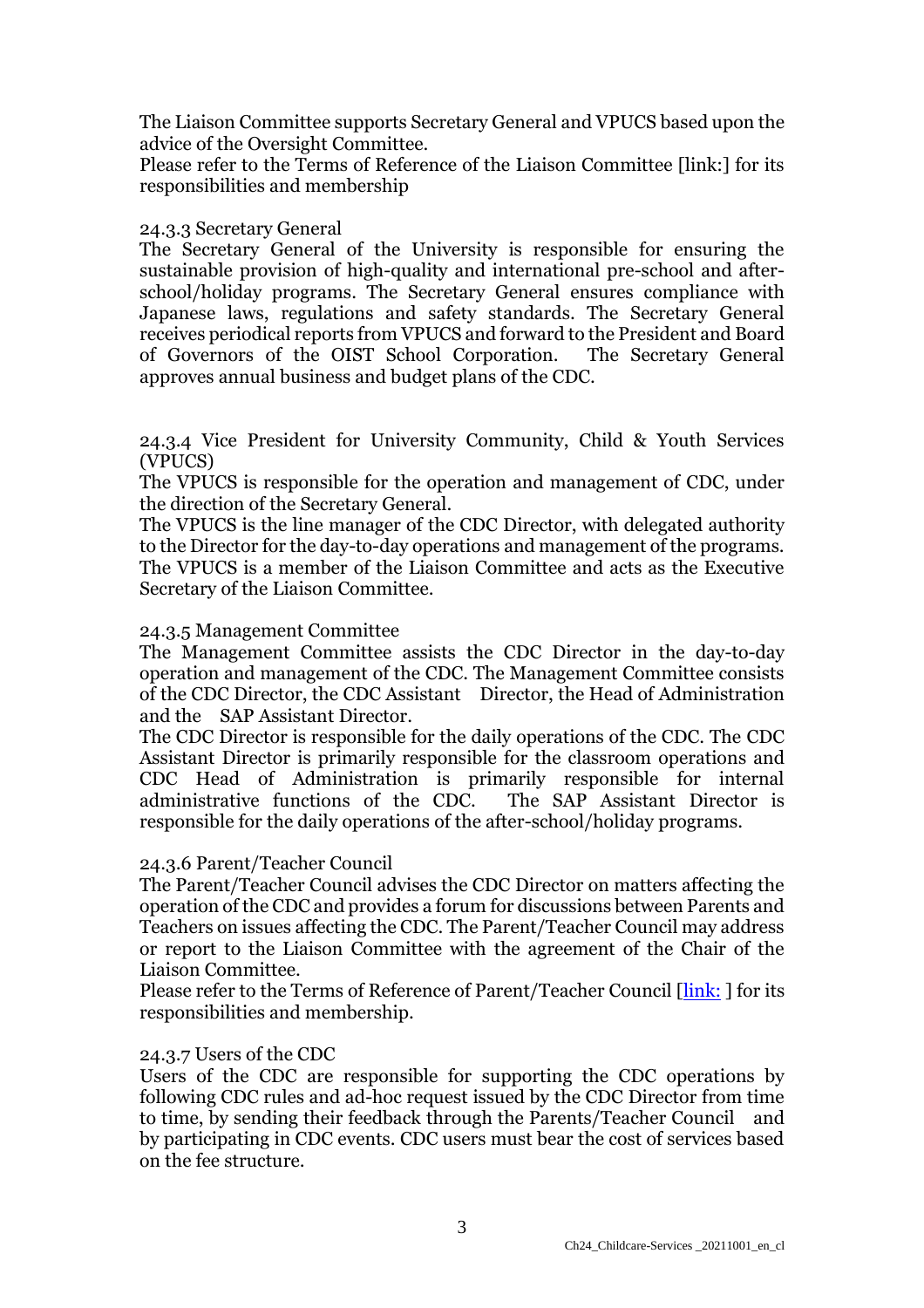The Liaison Committee supports Secretary General and VPUCS based upon the advice of the Oversight Committee.
Please refer to the Terms of Reference of the Liaison Committee [link:] for its responsibilities and membership

### 24.3.3 Secretary General

The Secretary General of the University is responsible for ensuring the sustainable provision of high-quality and international pre-school and after-school/holiday programs. The Secretary General ensures compliance with Japanese laws, regulations and safety standards. The Secretary General receives periodical reports from VPUCS and forward to the President and Board of Governors of the OIST School Corporation. The Secretary General approves annual business and budget plans of the CDC.

### 24.3.4 Vice President for University Community, Child & Youth Services (VPUCS)

The VPUCS is responsible for the operation and management of CDC, under the direction of the Secretary General.
The VPUCS is the line manager of the CDC Director, with delegated authority to the Director for the day-to-day operations and management of the programs. The VPUCS is a member of the Liaison Committee and acts as the Executive Secretary of the Liaison Committee.

### 24.3.5 Management Committee

The Management Committee assists the CDC Director in the day-to-day operation and management of the CDC. The Management Committee consists of the CDC Director, the CDC Assistant Director, the Head of Administration and the SAP Assistant Director.
The CDC Director is responsible for the daily operations of the CDC. The CDC Assistant Director is primarily responsible for the classroom operations and CDC Head of Administration is primarily responsible for internal administrative functions of the CDC. The SAP Assistant Director is responsible for the daily operations of the after-school/holiday programs.

### 24.3.6 Parent/Teacher Council

The Parent/Teacher Council advises the CDC Director on matters affecting the operation of the CDC and provides a forum for discussions between Parents and Teachers on issues affecting the CDC. The Parent/Teacher Council may address or report to the Liaison Committee with the agreement of the Chair of the Liaison Committee.
Please refer to the Terms of Reference of Parent/Teacher Council [link: ] for its responsibilities and membership.

### 24.3.7 Users of the CDC

Users of the CDC are responsible for supporting the CDC operations by following CDC rules and ad-hoc request issued by the CDC Director from time to time, by sending their feedback through the Parents/Teacher Council and by participating in CDC events. CDC users must bear the cost of services based on the fee structure.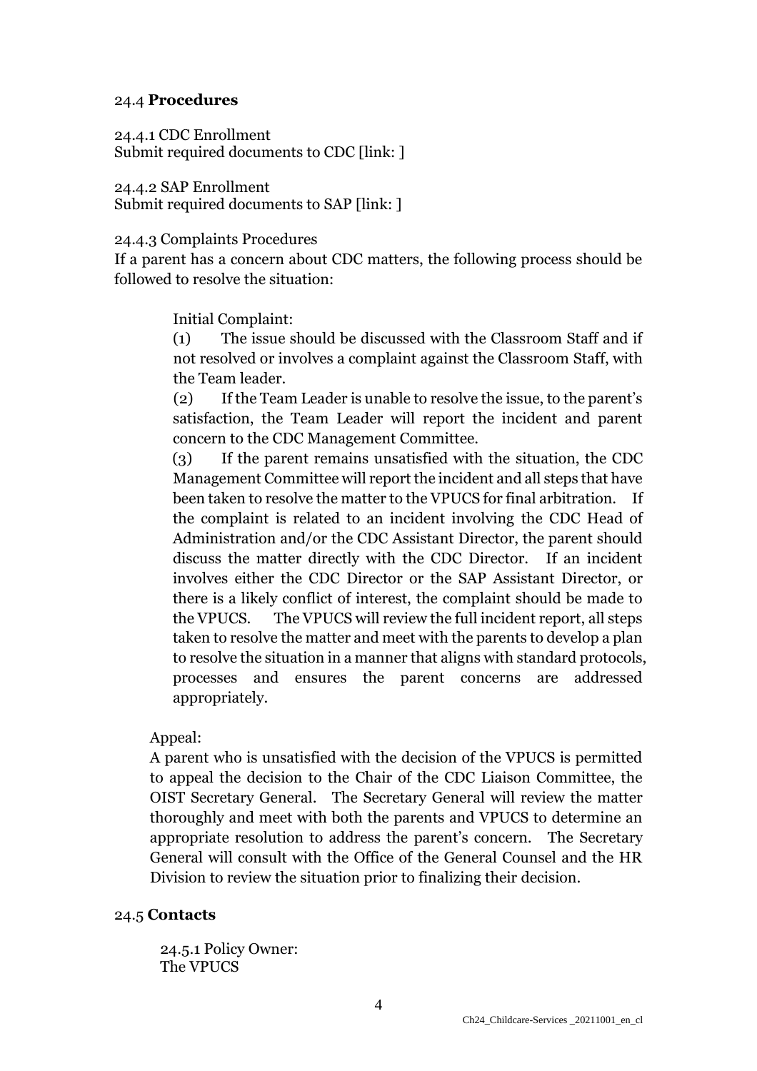## 24.4 **Procedures**

24.4.1 CDC Enrollment
Submit required documents to CDC [link: ]

24.4.2 SAP Enrollment
Submit required documents to SAP [link: ]

24.4.3 Complaints Procedures
If a parent has a concern about CDC matters, the following process should be followed to resolve the situation:

Initial Complaint:

(1) The issue should be discussed with the Classroom Staff and if not resolved or involves a complaint against the Classroom Staff, with the Team leader.

(2) If the Team Leader is unable to resolve the issue, to the parent's satisfaction, the Team Leader will report the incident and parent concern to the CDC Management Committee.

(3) If the parent remains unsatisfied with the situation, the CDC Management Committee will report the incident and all steps that have been taken to resolve the matter to the VPUCS for final arbitration. If the complaint is related to an incident involving the CDC Head of Administration and/or the CDC Assistant Director, the parent should discuss the matter directly with the CDC Director. If an incident involves either the CDC Director or the SAP Assistant Director, or there is a likely conflict of interest, the complaint should be made to the VPUCS. The VPUCS will review the full incident report, all steps taken to resolve the matter and meet with the parents to develop a plan to resolve the situation in a manner that aligns with standard protocols, processes and ensures the parent concerns are addressed appropriately.

Appeal:
A parent who is unsatisfied with the decision of the VPUCS is permitted to appeal the decision to the Chair of the CDC Liaison Committee, the OIST Secretary General. The Secretary General will review the matter thoroughly and meet with both the parents and VPUCS to determine an appropriate resolution to address the parent's concern. The Secretary General will consult with the Office of the General Counsel and the HR Division to review the situation prior to finalizing their decision.

## 24.5 **Contacts**

24.5.1 Policy Owner:
The VPUCS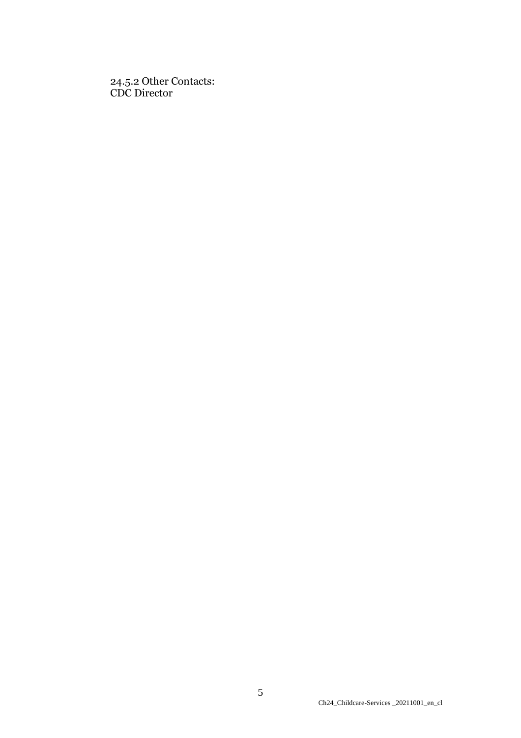24.5.2 Other Contacts:
CDC Director